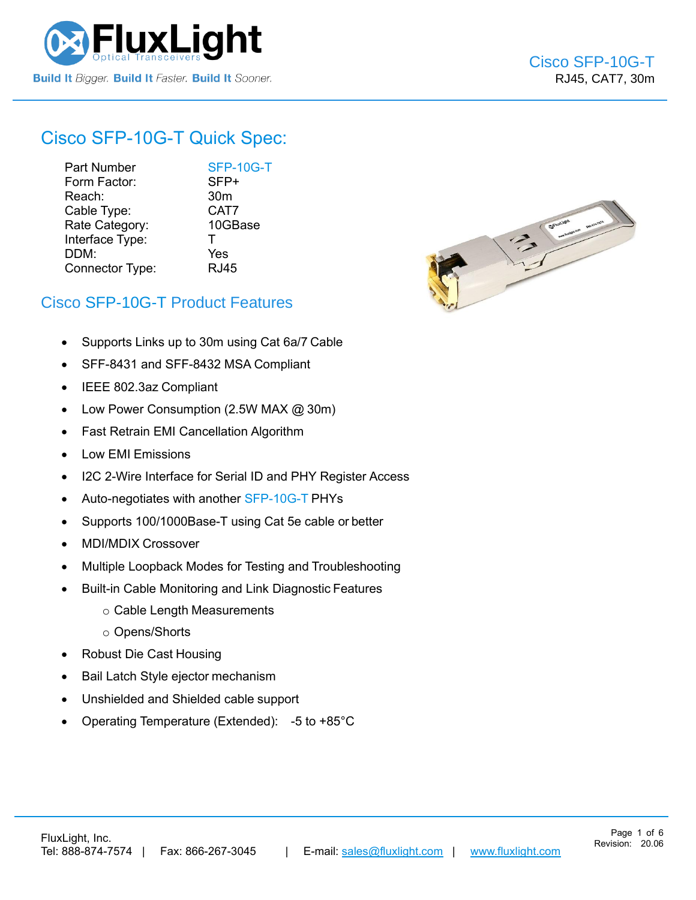# Cisco SFP-10G-T

RJ45, CAT7, 30m

## Cisco SFP-10G-T Quick Spec:

| | |
|---|---|
| Part Number | SFP-10G-T |
| Form Factor: | SFP+ |
| Reach: | 30m |
| Cable Type: | CAT7 |
| Rate Category: | 10GBase |
| Interface Type: | T |
| DDM: | Yes |
| Connector Type: | RJ45 |

## Cisco SFP-10G-T Product Features

- Supports Links up to 30m using Cat 6a/7 Cable
- SFF-8431 and SFF-8432 MSA Compliant
- IEEE 802.3az Compliant
- Low Power Consumption (2.5W MAX @ 30m)
- Fast Retrain EMI Cancellation Algorithm
- Low EMI Emissions
- I2C 2-Wire Interface for Serial ID and PHY Register Access
- Auto-negotiates with another SFP-10G-T PHYs
- Supports 100/1000Base-T using Cat 5e cable or better
- MDI/MDIX Crossover
- Multiple Loopback Modes for Testing and Troubleshooting
- Built-in Cable Monitoring and Link Diagnostic Features
  - Cable Length Measurements
  - Opens/Shorts
- Robust Die Cast Housing
- Bail Latch Style ejector mechanism
- Unshielded and Shielded cable support
- Operating Temperature (Extended): -5 to +85°C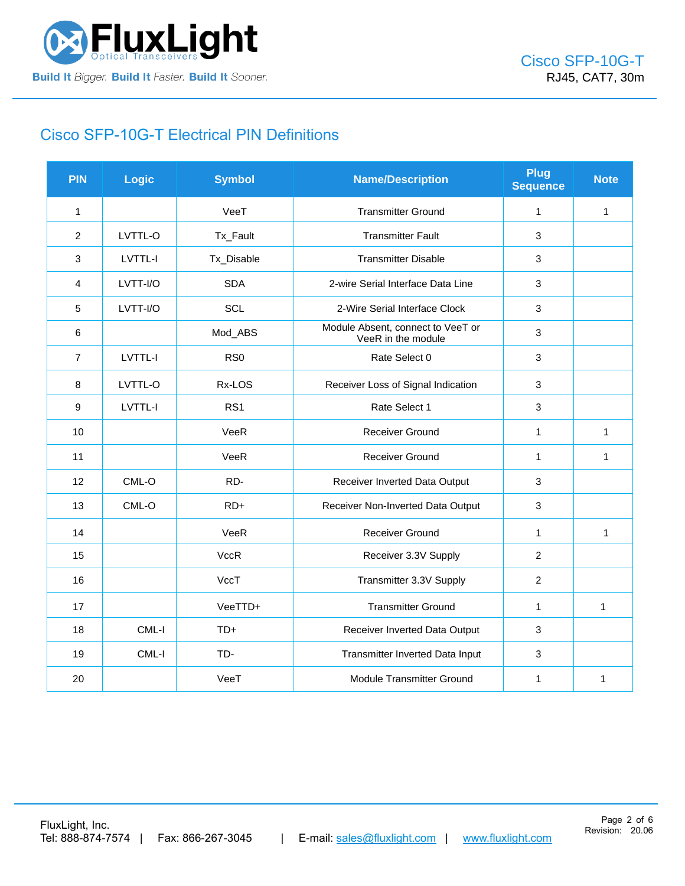## Cisco SFP-10G-T Electrical PIN Definitions

| PIN | Logic | Symbol | Name/Description | Plug Sequence | Note |
|---|---|---|---|---|---|
| 1 | | VeeT | Transmitter Ground | 1 | 1 |
| 2 | LVTTL-O | Tx_Fault | Transmitter Fault | 3 | |
| 3 | LVTTL-I | Tx_Disable | Transmitter Disable | 3 | |
| 4 | LVTT-I/O | SDA | 2-wire Serial Interface Data Line | 3 | |
| 5 | LVTT-I/O | SCL | 2-Wire Serial Interface Clock | 3 | |
| 6 | | Mod_ABS | Module Absent, connect to VeeT or VeeR in the module | 3 | |
| 7 | LVTTL-I | RS0 | Rate Select 0 | 3 | |
| 8 | LVTTL-O | Rx-LOS | Receiver Loss of Signal Indication | 3 | |
| 9 | LVTTL-I | RS1 | Rate Select 1 | 3 | |
| 10 | | VeeR | Receiver Ground | 1 | 1 |
| 11 | | VeeR | Receiver Ground | 1 | 1 |
| 12 | CML-O | RD- | Receiver Inverted Data Output | 3 | |
| 13 | CML-O | RD+ | Receiver Non-Inverted Data Output | 3 | |
| 14 | | VeeR | Receiver Ground | 1 | 1 |
| 15 | | VccR | Receiver 3.3V Supply | 2 | |
| 16 | | VccT | Transmitter 3.3V Supply | 2 | |
| 17 | | VeeTTD+ | Transmitter Ground | 1 | 1 |
| 18 | CML-I | TD+ | Receiver Inverted Data Output | 3 | |
| 19 | CML-I | TD- | Transmitter Inverted Data Input | 3 | |
| 20 | | VeeT | Module Transmitter Ground | 1 | 1 |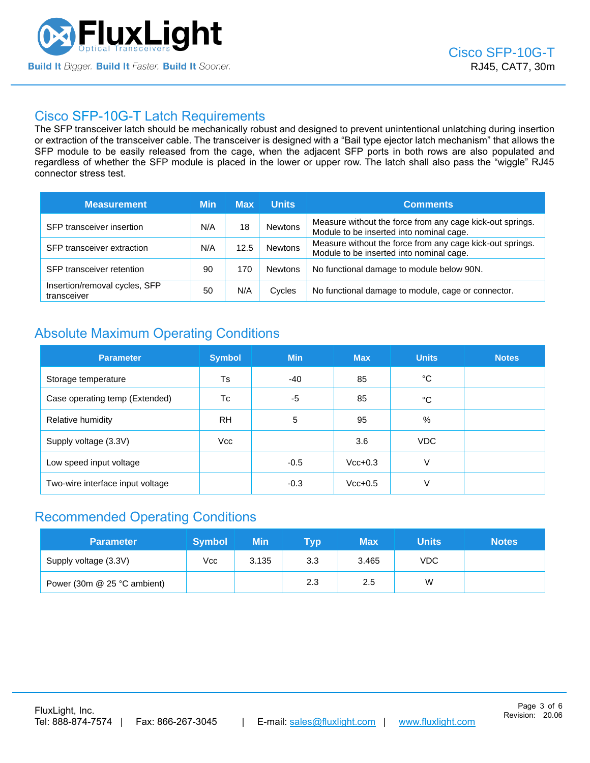## Cisco SFP-10G-T Latch Requirements

The SFP transceiver latch should be mechanically robust and designed to prevent unintentional unlatching during insertion or extraction of the transceiver cable. The transceiver is designed with a “Bail type ejector latch mechanism” that allows the SFP module to be easily released from the cage, when the adjacent SFP ports in both rows are also populated and regardless of whether the SFP module is placed in the lower or upper row. The latch shall also pass the “wiggle” RJ45 connector stress test.

| Measurement | Min | Max | Units | Comments |
|---|---|---|---|---|
| SFP transceiver insertion | N/A | 18 | Newtons | Measure without the force from any cage kick-out springs. Module to be inserted into nominal cage. |
| SFP transceiver extraction | N/A | 12.5 | Newtons | Measure without the force from any cage kick-out springs. Module to be inserted into nominal cage. |
| SFP transceiver retention | 90 | 170 | Newtons | No functional damage to module below 90N. |
| Insertion/removal cycles, SFP transceiver | 50 | N/A | Cycles | No functional damage to module, cage or connector. |

## Absolute Maximum Operating Conditions

| Parameter | Symbol | Min | Max | Units | Notes |
|---|---|---|---|---|---|
| Storage temperature | Ts | -40 | 85 | °C | |
| Case operating temp (Extended) | Tc | -5 | 85 | °C | |
| Relative humidity | RH | 5 | 95 | % | |
| Supply voltage (3.3V) | Vcc | | 3.6 | VDC | |
| Low speed input voltage | | -0.5 | Vcc+0.3 | V | |
| Two-wire interface input voltage | | -0.3 | Vcc+0.5 | V | |

## Recommended Operating Conditions

| Parameter | Symbol | Min | Typ | Max | Units | Notes |
|---|---|---|---|---|---|---|
| Supply voltage (3.3V) | Vcc | 3.135 | 3.3 | 3.465 | VDC | |
| Power (30m @ 25 °C ambient) | | | 2.3 | 2.5 | W | |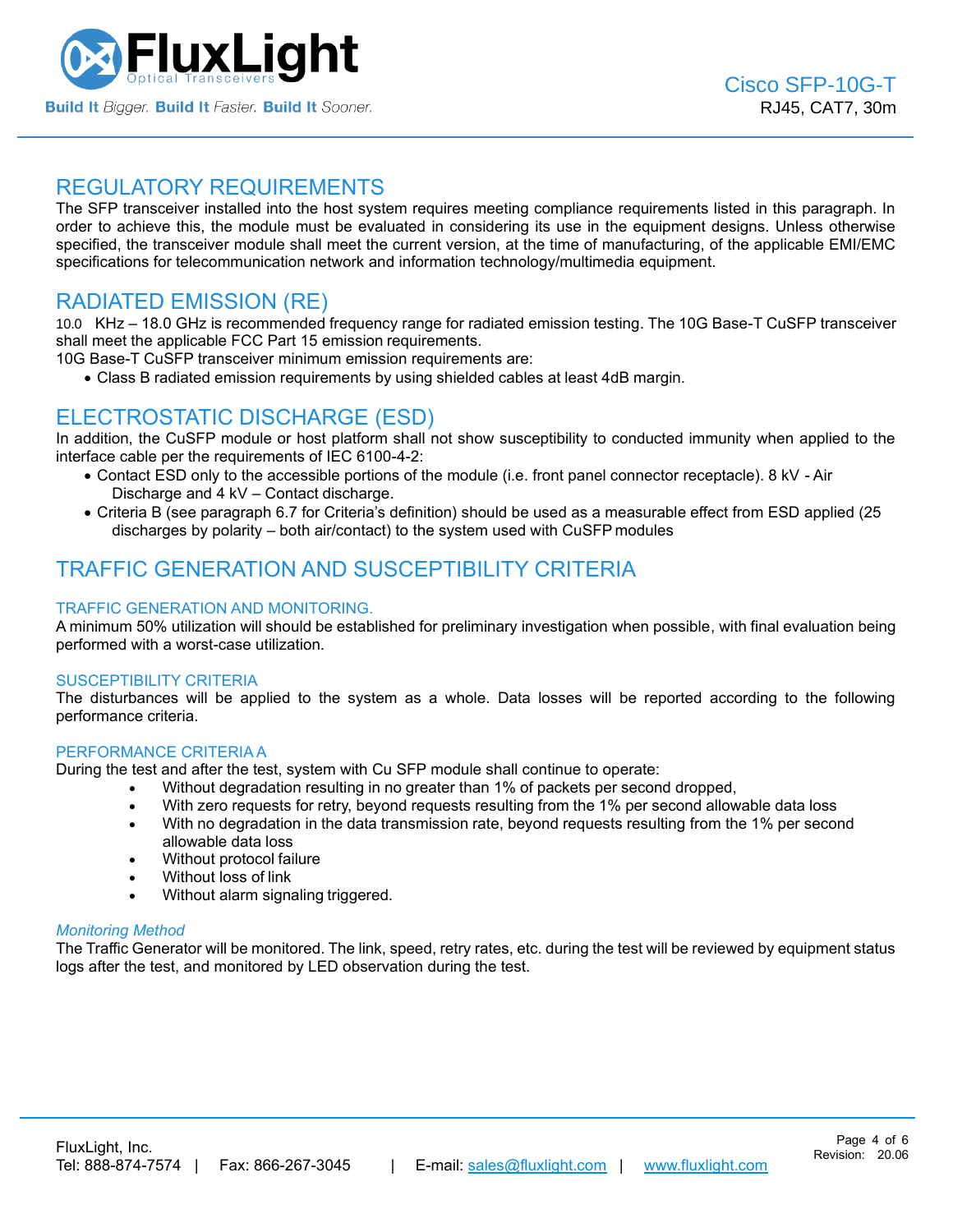## REGULATORY REQUIREMENTS

The SFP transceiver installed into the host system requires meeting compliance requirements listed in this paragraph. In order to achieve this, the module must be evaluated in considering its use in the equipment designs. Unless otherwise specified, the transceiver module shall meet the current version, at the time of manufacturing, of the applicable EMI/EMC specifications for telecommunication network and information technology/multimedia equipment.

## RADIATED EMISSION (RE)

10.0 KHz – 18.0 GHz is recommended frequency range for radiated emission testing. The 10G Base-T CuSFP transceiver shall meet the applicable FCC Part 15 emission requirements.

10G Base-T CuSFP transceiver minimum emission requirements are:

- Class B radiated emission requirements by using shielded cables at least 4dB margin.

## ELECTROSTATIC DISCHARGE (ESD)

In addition, the CuSFP module or host platform shall not show susceptibility to conducted immunity when applied to the interface cable per the requirements of IEC 6100-4-2:

- Contact ESD only to the accessible portions of the module (i.e. front panel connector receptacle). 8 kV - Air Discharge and 4 kV – Contact discharge.
- Criteria B (see paragraph 6.7 for Criteria's definition) should be used as a measurable effect from ESD applied (25 discharges by polarity – both air/contact) to the system used with CuSFP modules

## TRAFFIC GENERATION AND SUSCEPTIBILITY CRITERIA

### TRAFFIC GENERATION AND MONITORING.

A minimum 50% utilization will should be established for preliminary investigation when possible, with final evaluation being performed with a worst-case utilization.

### SUSCEPTIBILITY CRITERIA

The disturbances will be applied to the system as a whole. Data losses will be reported according to the following performance criteria.

### PERFORMANCE CRITERIA A

During the test and after the test, system with Cu SFP module shall continue to operate:

- Without degradation resulting in no greater than 1% of packets per second dropped,
- With zero requests for retry, beyond requests resulting from the 1% per second allowable data loss
- With no degradation in the data transmission rate, beyond requests resulting from the 1% per second allowable data loss
- Without protocol failure
- Without loss of link
- Without alarm signaling triggered.

*Monitoring Method*

The Traffic Generator will be monitored. The link, speed, retry rates, etc. during the test will be reviewed by equipment status logs after the test, and monitored by LED observation during the test.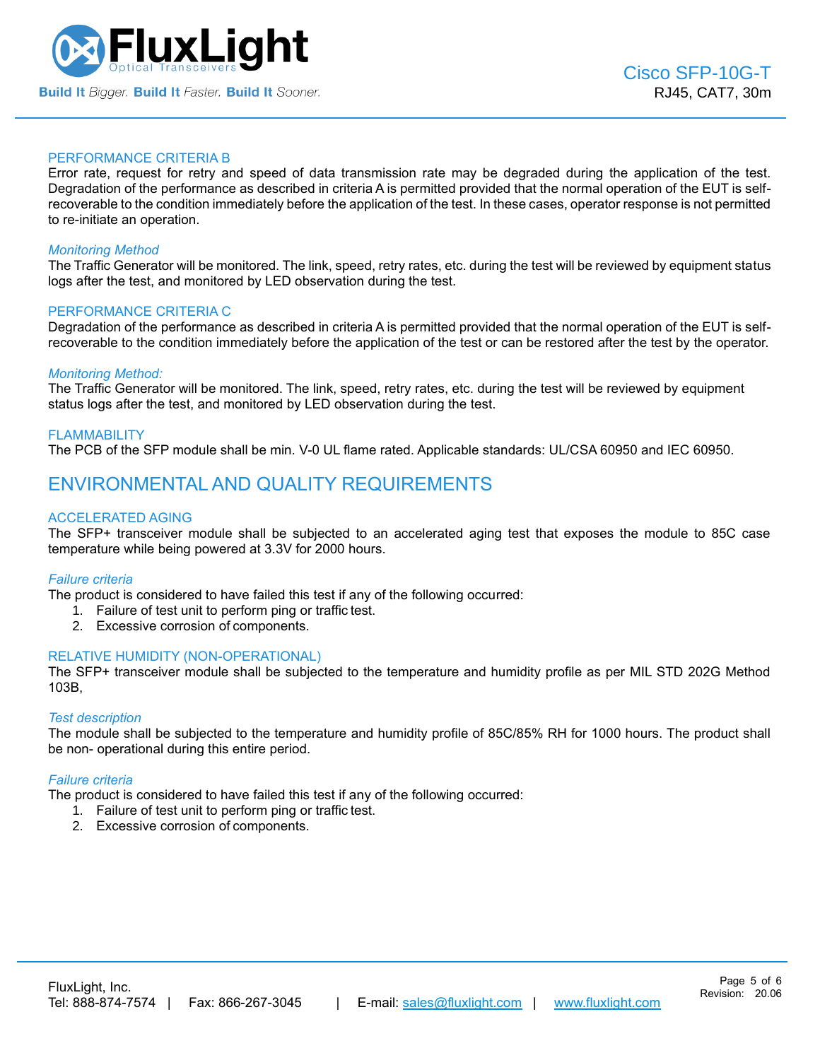### PERFORMANCE CRITERIA B

Error rate, request for retry and speed of data transmission rate may be degraded during the application of the test. Degradation of the performance as described in criteria A is permitted provided that the normal operation of the EUT is self-recoverable to the condition immediately before the application of the test. In these cases, operator response is not permitted to re-initiate an operation.

*Monitoring Method*

The Traffic Generator will be monitored. The link, speed, retry rates, etc. during the test will be reviewed by equipment status logs after the test, and monitored by LED observation during the test.

### PERFORMANCE CRITERIA C

Degradation of the performance as described in criteria A is permitted provided that the normal operation of the EUT is self-recoverable to the condition immediately before the application of the test or can be restored after the test by the operator.

*Monitoring Method:*

The Traffic Generator will be monitored. The link, speed, retry rates, etc. during the test will be reviewed by equipment status logs after the test, and monitored by LED observation during the test.

### FLAMMABILITY

The PCB of the SFP module shall be min. V-0 UL flame rated. Applicable standards: UL/CSA 60950 and IEC 60950.

## ENVIRONMENTAL AND QUALITY REQUIREMENTS

### ACCELERATED AGING

The SFP+ transceiver module shall be subjected to an accelerated aging test that exposes the module to 85C case temperature while being powered at 3.3V for 2000 hours.

*Failure criteria*

The product is considered to have failed this test if any of the following occurred:

1. Failure of test unit to perform ping or traffic test.
2. Excessive corrosion of components.

### RELATIVE HUMIDITY (NON-OPERATIONAL)

The SFP+ transceiver module shall be subjected to the temperature and humidity profile as per MIL STD 202G Method 103B,

*Test description*

The module shall be subjected to the temperature and humidity profile of 85C/85% RH for 1000 hours. The product shall be non- operational during this entire period.

*Failure criteria*

The product is considered to have failed this test if any of the following occurred:

1. Failure of test unit to perform ping or traffic test.
2. Excessive corrosion of components.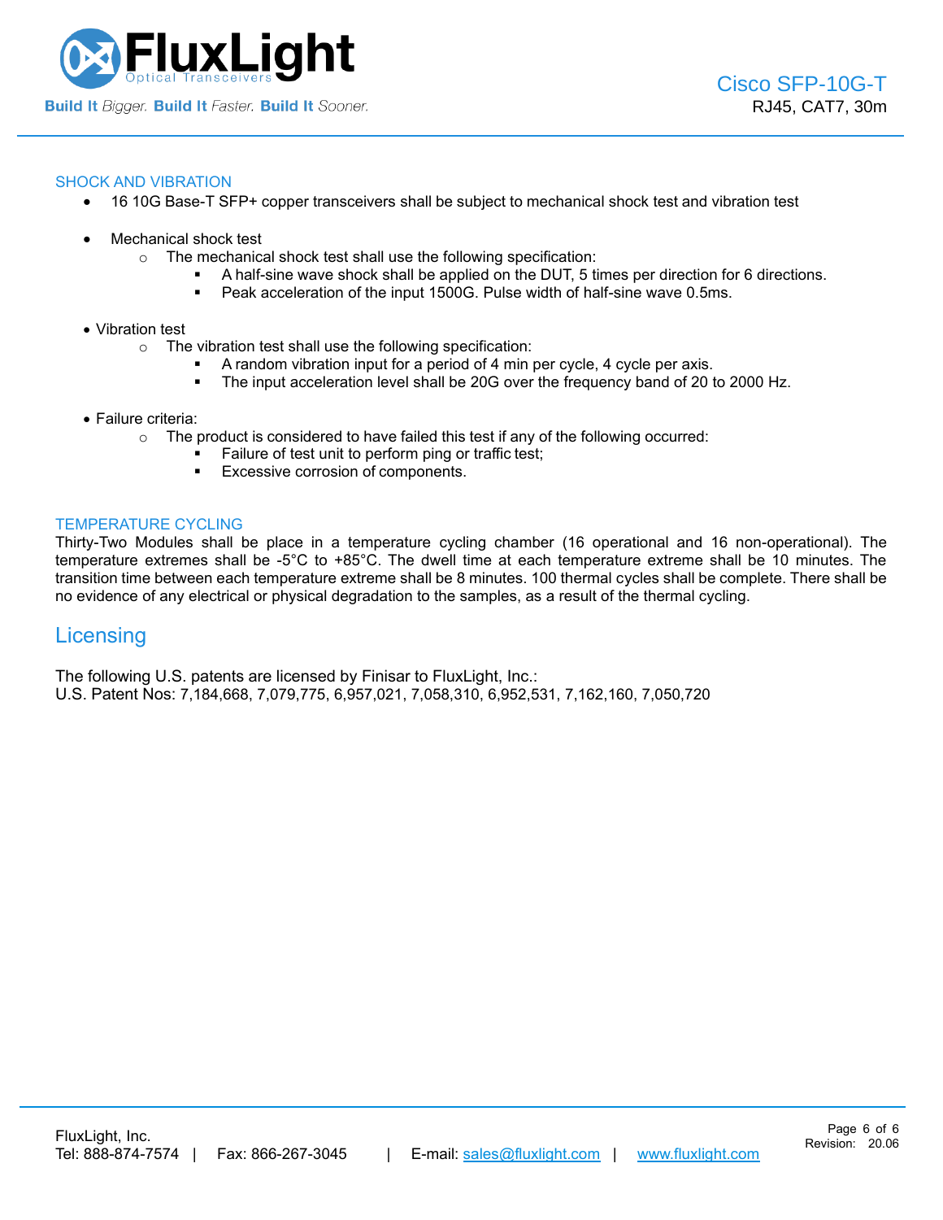### SHOCK AND VIBRATION

- 16 10G Base-T SFP+ copper transceivers shall be subject to mechanical shock test and vibration test

- Mechanical shock test
  - The mechanical shock test shall use the following specification:
    - A half-sine wave shock shall be applied on the DUT, 5 times per direction for 6 directions.
    - Peak acceleration of the input 1500G. Pulse width of half-sine wave 0.5ms.

- Vibration test
  - The vibration test shall use the following specification:
    - A random vibration input for a period of 4 min per cycle, 4 cycle per axis.
    - The input acceleration level shall be 20G over the frequency band of 20 to 2000 Hz.

- Failure criteria:
  - The product is considered to have failed this test if any of the following occurred:
    - Failure of test unit to perform ping or traffic test;
    - Excessive corrosion of components.

### TEMPERATURE CYCLING

Thirty-Two Modules shall be place in a temperature cycling chamber (16 operational and 16 non-operational). The temperature extremes shall be -5°C to +85°C. The dwell time at each temperature extreme shall be 10 minutes. The transition time between each temperature extreme shall be 8 minutes. 100 thermal cycles shall be complete. There shall be no evidence of any electrical or physical degradation to the samples, as a result of the thermal cycling.

## Licensing

The following U.S. patents are licensed by Finisar to FluxLight, Inc.:
U.S. Patent Nos: 7,184,668, 7,079,775, 6,957,021, 7,058,310, 6,952,531, 7,162,160, 7,050,720